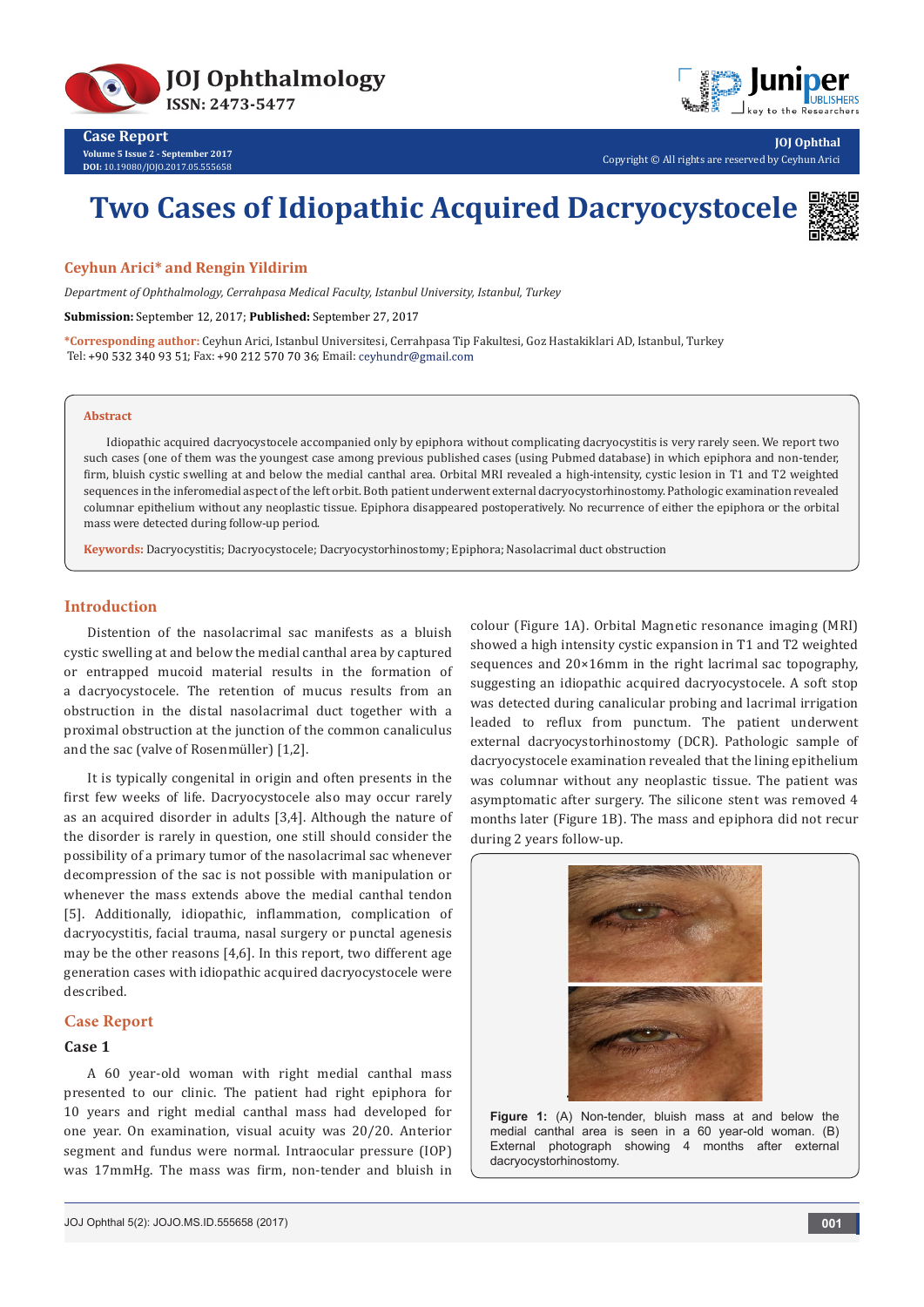# Two Cases of Idiopathic Acquired Dacryocystocele

**Ceyhun Arici\* and Rengin Yildirim**

*Department of Ophthalmology, Cerrahpasa Medical Faculty, Istanbul University, Istanbul, Turkey*

**Submission:** September 12, 2017; **Published:** September 27, 2017

**\*Corresponding author:** Ceyhun Arici, Istanbul Universitesi, Cerrahpasa Tip Fakultesi, Goz Hastakiklari AD, Istanbul, Turkey
Tel: +90 532 340 93 51; Fax: +90 212 570 70 36; Email: ceyhundr@gmail.com

## Abstract

Idiopathic acquired dacryocystocele accompanied only by epiphora without complicating dacryocystitis is very rarely seen. We report two such cases (one of them was the youngest case among previous published cases (using Pubmed database) in which epiphora and non-tender, firm, bluish cystic swelling at and below the medial canthal area. Orbital MRI revealed a high-intensity, cystic lesion in T1 and T2 weighted sequences in the inferomedial aspect of the left orbit. Both patient underwent external dacryocystorhinostomy. Pathologic examination revealed columnar epithelium without any neoplastic tissue. Epiphora disappeared postoperatively. No recurrence of either the epiphora or the orbital mass were detected during follow-up period.

**Keywords:** Dacryocystitis; Dacryocystocele; Dacryocystorhinostomy; Epiphora; Nasolacrimal duct obstruction

## Introduction

Distention of the nasolacrimal sac manifests as a bluish cystic swelling at and below the medial canthal area by captured or entrapped mucoid material results in the formation of a dacryocystocele. The retention of mucus results from an obstruction in the distal nasolacrimal duct together with a proximal obstruction at the junction of the common canaliculus and the sac (valve of Rosenmüller) [1,2].

It is typically congenital in origin and often presents in the first few weeks of life. Dacryocystocele also may occur rarely as an acquired disorder in adults [3,4]. Although the nature of the disorder is rarely in question, one still should consider the possibility of a primary tumor of the nasolacrimal sac whenever decompression of the sac is not possible with manipulation or whenever the mass extends above the medial canthal tendon [5]. Additionally, idiopathic, inflammation, complication of dacryocystitis, facial trauma, nasal surgery or punctal agenesis may be the other reasons [4,6]. In this report, two different age generation cases with idiopathic acquired dacryocystocele were described.

## Case Report

### Case 1

A 60 year-old woman with right medial canthal mass presented to our clinic. The patient had right epiphora for 10 years and right medial canthal mass had developed for one year. On examination, visual acuity was 20/20. Anterior segment and fundus were normal. Intraocular pressure (IOP) was 17mmHg. The mass was firm, non-tender and bluish in colour (Figure 1A). Orbital Magnetic resonance imaging (MRI) showed a high intensity cystic expansion in T1 and T2 weighted sequences and 20×16mm in the right lacrimal sac topography, suggesting an idiopathic acquired dacryocystocele. A soft stop was detected during canalicular probing and lacrimal irrigation leaded to reflux from punctum. The patient underwent external dacryocystorhinostomy (DCR). Pathologic sample of dacryocystocele examination revealed that the lining epithelium was columnar without any neoplastic tissue. The patient was asymptomatic after surgery. The silicone stent was removed 4 months later (Figure 1B). The mass and epiphora did not recur during 2 years follow-up.

**Figure 1:** (A) Non-tender, bluish mass at and below the medial canthal area is seen in a 60 year-old woman. (B) External photograph showing 4 months after external dacryocystorhinostomy.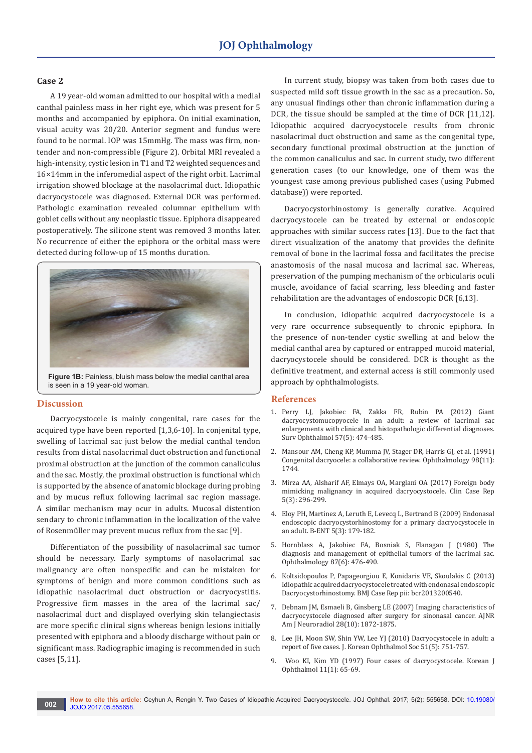### Case 2

A 19 year-old woman admitted to our hospital with a medial canthal painless mass in her right eye, which was present for 5 months and accompanied by epiphora. On initial examination, visual acuity was 20/20. Anterior segment and fundus were found to be normal. IOP was 15mmHg. The mass was firm, non-tender and non-compressible (Figure 2). Orbital MRI revealed a high-intensity, cystic lesion in T1 and T2 weighted sequences and 16×14mm in the inferomedial aspect of the right orbit. Lacrimal irrigation showed blockage at the nasolacrimal duct. Idiopathic dacryocystocele was diagnosed. External DCR was performed. Pathologic examination revealed columnar epithelium with goblet cells without any neoplastic tissue. Epiphora disappeared postoperatively. The silicone stent was removed 3 months later. No recurrence of either the epiphora or the orbital mass were detected during follow-up of 15 months duration.

**Figure 1B:** Painless, bluish mass below the medial canthal area is seen in a 19 year-old woman.

## Discussion

Dacryocystocele is mainly congenital, rare cases for the acquired type have been reported [1,3,6-10]. In conjenital type, swelling of lacrimal sac just below the medial canthal tendon results from distal nasolacrimal duct obstruction and functional proximal obstruction at the junction of the common canaliculus and the sac. Mostly, the proximal obstruction is functional which is supported by the absence of anatomic blockage during probing and by mucus reflux following lacrimal sac region massage. A similar mechanism may ocur in adults. Mucosal distention sendary to chronic inflammation in the localization of the valve of Rosenmüller may prevent mucus reflux from the sac [9].

Differentiaton of the possibility of nasolacrimal sac tumor should be necessary. Early symptoms of nasolacrimal sac malignancy are often nonspecific and can be mistaken for symptoms of benign and more common conditions such as idiopathic nasolacrimal duct obstruction or dacryocystitis. Progressive firm masses in the area of the lacrimal sac/nasolacrimal duct and displayed overlying skin telangiectasis are more specific clinical signs whereas benign lesions initially presented with epiphora and a bloody discharge without pain or significant mass. Radiographic imaging is recommended in such cases [5,11].

In current study, biopsy was taken from both cases due to suspected mild soft tissue growth in the sac as a precaution. So, any unusual findings other than chronic inflammation during a DCR, the tissue should be sampled at the time of DCR [11,12]. Idiopathic acquired dacryocystocele results from chronic nasolacrimal duct obstruction and same as the congenital type, secondary functional proximal obstruction at the junction of the common canaliculus and sac. In current study, two different generation cases (to our knowledge, one of them was the youngest case among previous published cases (using Pubmed database)) were reported.

Dacryocystorhinostomy is generally curative. Acquired dacryocystocele can be treated by external or endoscopic approaches with similar success rates [13]. Due to the fact that direct visualization of the anatomy that provides the definite removal of bone in the lacrimal fossa and facilitates the precise anastomosis of the nasal mucosa and lacrimal sac. Whereas, preservation of the pumping mechanism of the orbicularis oculi muscle, avoidance of facial scarring, less bleeding and faster rehabilitation are the advantages of endoscopic DCR [6,13].

In conclusion, idiopathic acquired dacryocystocele is a very rare occurrence subsequently to chronic epiphora. In the presence of non-tender cystic swelling at and below the medial canthal area by captured or entrapped mucoid material, dacryocystocele should be considered. DCR is thought as the definitive treatment, and external access is still commonly used approach by ophthalmologists.

## References

1. Perry LJ, Jakobiec FA, Zakka FR, Rubin PA (2012) Giant dacryocystomucopyocele in an adult: a review of lacrimal sac enlargements with clinical and histopathologic differential diagnoses. Surv Ophthalmol 57(5): 474-485.
2. Mansour AM, Cheng KP, Mumma JV, Stager DR, Harris GJ, et al. (1991) Congenital dacryocele: a collaborative review. Ophthalmology 98(11): 1744.
3. Mirza AA, Alsharif AF, Elmays OA, Marglani OA (2017) Foreign body mimicking malignancy in acquired dacryocystocele. Clin Case Rep 5(3): 296-299.
4. Eloy PH, Martinez A, Leruth E, Levecq L, Bertrand B (2009) Endonasal endoscopic dacryocystorhinostomy for a primary dacryocystocele in an adult. B-ENT 5(3): 179-182.
5. Hornblass A, Jakobiec FA, Bosniak S, Flanagan J (1980) The diagnosis and management of epithelial tumors of the lacrimal sac. Ophthalmology 87(6): 476-490.
6. Koltsidopoulos P, Papageorgiou E, Konidaris VE, Skoulakis C (2013) Idiopathic acquired dacryocystocele treated with endonasal endoscopic Dacryocystorhinostomy. BMJ Case Rep pii: bcr2013200540.
7. Debnam JM, Esmaeli B, Ginsberg LE (2007) Imaging characteristics of dacryocystocele diagnosed after surgery for sinonasal cancer. AJNR Am J Neuroradiol 28(10): 1872-1875.
8. Lee JH, Moon SW, Shin YW, Lee YJ (2010) Dacryocystocele in adult: a report of five cases. J. Korean Ophthalmol Soc 51(5): 751-757.
9. Woo KI, Kim YD (1997) Four cases of dacryocystocele. Korean J Ophthalmol 11(1): 65-69.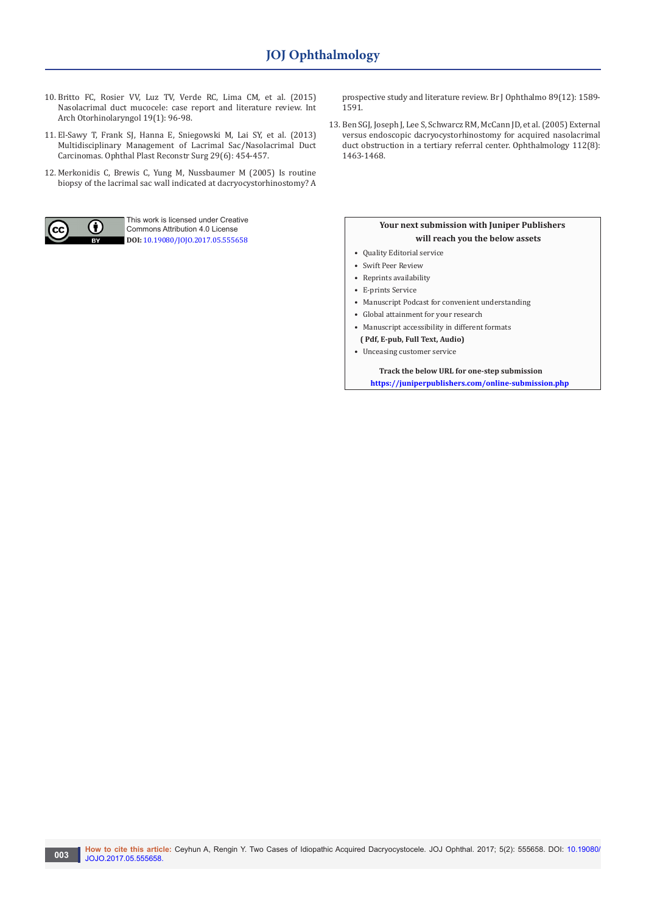10. Britto FC, Rosier VV, Luz TV, Verde RC, Lima CM, et al. (2015) Nasolacrimal duct mucocele: case report and literature review. Int Arch Otorhinolaryngol 19(1): 96-98.
11. El-Sawy T, Frank SJ, Hanna E, Sniegowski M, Lai SY, et al. (2013) Multidisciplinary Management of Lacrimal Sac/Nasolacrimal Duct Carcinomas. Ophthal Plast Reconstr Surg 29(6): 454-457.
12. Merkonidis C, Brewis C, Yung M, Nussbaumer M (2005) Is routine biopsy of the lacrimal sac wall indicated at dacryocystorhinostomy? A prospective study and literature review. Br J Ophthalmo 89(12): 1589-1591.
13. Ben SGJ, Joseph J, Lee S, Schwarcz RM, McCann JD, et al. (2005) External versus endoscopic dacryocystorhinostomy for acquired nasolacrimal duct obstruction in a tertiary referral center. Ophthalmology 112(8): 1463-1468.

This work is licensed under Creative Commons Attribution 4.0 License
**DOI:** 10.19080/JOJO.2017.05.555658

**Your next submission with Juniper Publishers will reach you the below assets**

- Quality Editorial service
- Swift Peer Review
- Reprints availability
- E-prints Service
- Manuscript Podcast for convenient understanding
- Global attainment for your research
- Manuscript accessibility in different formats
  **( Pdf, E-pub, Full Text, Audio)**
- Unceasing customer service

**Track the below URL for one-step submission**
**https://juniperpublishers.com/online-submission.php**

**How to cite this article:** Ceyhun A, Rengin Y. Two Cases of Idiopathic Acquired Dacryocystocele. JOJ Ophthal. 2017; 5(2): 555658. DOI: 10.19080/JOJO.2017.05.555658.